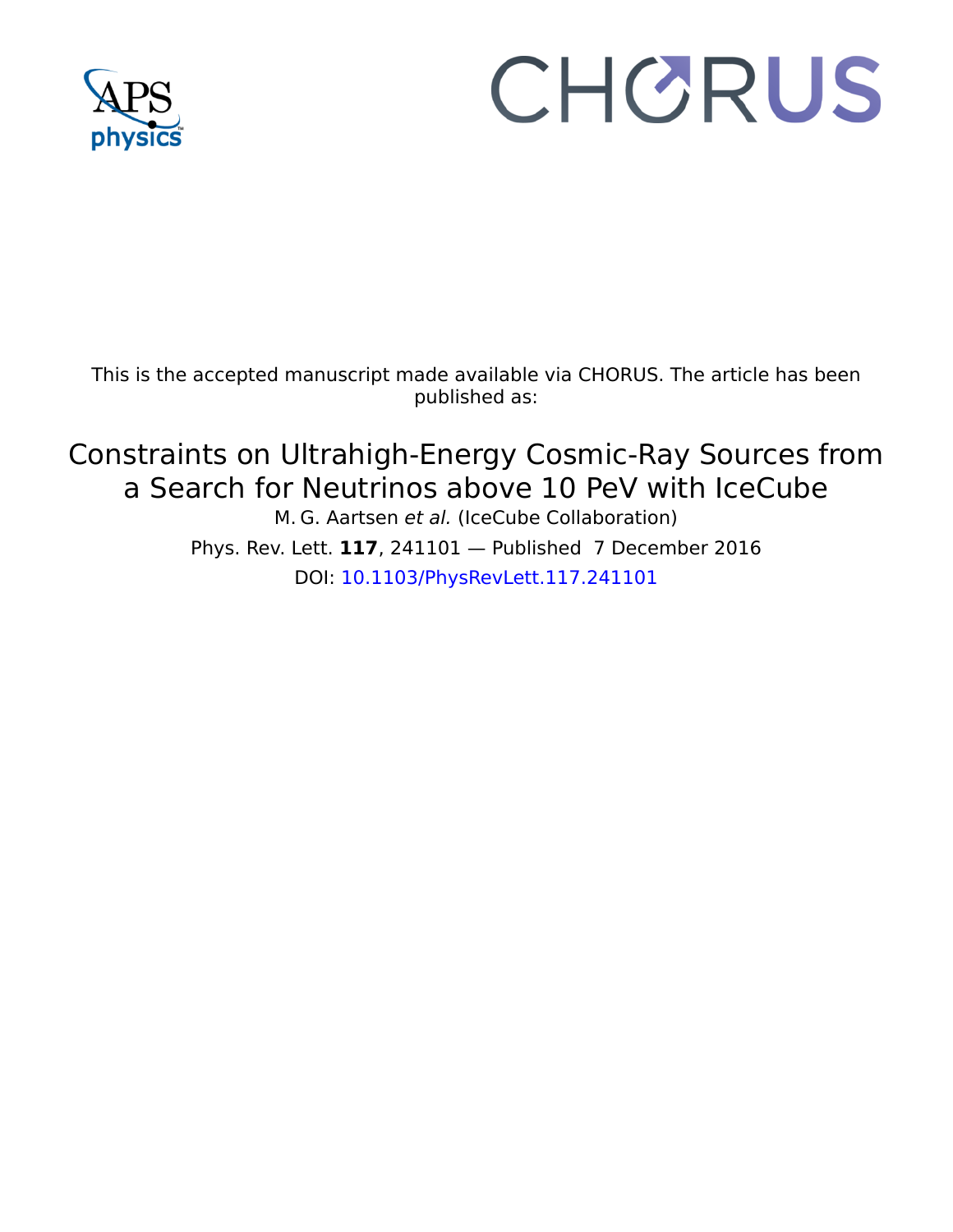This is the accepted manuscript made available via CHORUS. The article has been published as:

# Constraints on Ultrahigh-Energy Cosmic-Ray Sources from a Search for Neutrinos above 10 PeV with IceCube

M. G. Aartsen *et al.* (IceCube Collaboration)

Phys. Rev. Lett. **117**, 241101 — Published 7 December 2016

DOI: 10.1103/PhysRevLett.117.241101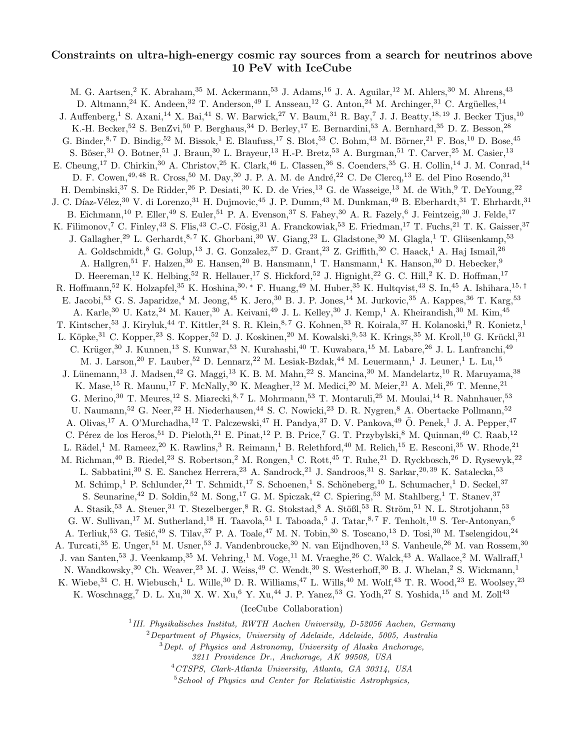# Constraints on ultra-high-energy cosmic ray sources from a search for neutrinos above 10 PeV with IceCube

M. G. Aartsen,[2] K. Abraham,[35] M. Ackermann,[53] J. Adams,[16] J. A. Aguilar,[12] M. Ahlers,[30] M. Ahrens,[43] D. Altmann,[24] K. Andeen,[32] T. Anderson,[49] I. Ansseau,[12] G. Anton,[24] M. Archinger,[31] C. Argüelles,[14] J. Auffenberg,[1] S. Axani,[14] X. Bai,[41] S. W. Barwick,[27] V. Baum,[31] R. Bay,[7] J. J. Beatty,[18,19] J. Becker Tjus,[10] K.-H. Becker,[52] S. BenZvi,[50] P. Berghaus,[34] D. Berley,[17] E. Bernardini,[53] A. Bernhard,[35] D. Z. Besson,[28] G. Binder,[8,7] D. Bindig,[52] M. Bissok,[1] E. Blaufuss,[17] S. Blot,[53] C. Bohm,[43] M. Börner,[21] F. Bos,[10] D. Bose,[45] S. Böser,[31] O. Botner,[51] J. Braun,[30] L. Brayeur,[13] H.-P. Bretz,[53] A. Burgman,[51] T. Carver,[25] M. Casier,[13] E. Cheung,[17] D. Chirkin,[30] A. Christov,[25] K. Clark,[46] L. Classen,[36] S. Coenders,[35] G. H. Collin,[14] J. M. Conrad,[14] D. F. Cowen,[49,48] R. Cross,[50] M. Day,[30] J. P. A. M. de André,[22] C. De Clercq,[13] E. del Pino Rosendo,[31] H. Dembinski,[37] S. De Ridder,[26] P. Desiati,[30] K. D. de Vries,[13] G. de Wasseige,[13] M. de With,[9] T. DeYoung,[22] J. C. Díaz-Vélez,[30] V. di Lorenzo,[31] H. Dujmovic,[45] J. P. Dumm,[43] M. Dunkman,[49] B. Eberhardt,[31] T. Ehrhardt,[31] B. Eichmann,[10] P. Eller,[49] S. Euler,[51] P. A. Evenson,[37] S. Fahey,[30] A. R. Fazely,[6] J. Feintzeig,[30] J. Felde,[17] K. Filimonov,[7] C. Finley,[43] S. Flis,[43] C.-C. Fösig,[31] A. Franckowiak,[53] E. Friedman,[17] T. Fuchs,[21] T. K. Gaisser,[37] J. Gallagher,[29] L. Gerhardt,[8,7] K. Ghorbani,[30] W. Giang,[23] L. Gladstone,[30] M. Glagla,[1] T. Glüsenkamp,[53] A. Goldschmidt,[8] G. Golup,[13] J. G. Gonzalez,[37] D. Grant,[23] Z. Griffith,[30] C. Haack,[1] A. Haj Ismail,[26] A. Hallgren,[51] F. Halzen,[30] E. Hansen,[20] B. Hansmann,[1] T. Hansmann,[1] K. Hanson,[30] D. Hebecker,[9] D. Heereman,[12] K. Helbing,[52] R. Hellauer,[17] S. Hickford,[52] J. Hignight,[22] G. C. Hill,[2] K. D. Hoffman,[17] R. Hoffmann,[52] K. Holzapfel,[35] K. Hoshina,[30,*] F. Huang,[49] M. Huber,[35] K. Hultqvist,[43] S. In,[45] A. Ishihara,[15,†] E. Jacobi,[53] G. S. Japaridze,[4] M. Jeong,[45] K. Jero,[30] B. J. P. Jones,[14] M. Jurkovic,[35] A. Kappes,[36] T. Karg,[53] A. Karle,[30] U. Katz,[24] M. Kauer,[30] A. Keivani,[49] J. L. Kelley,[30] J. Kemp,[1] A. Kheirandish,[30] M. Kim,[45] T. Kintscher,[53] J. Kiryluk,[44] T. Kittler,[24] S. R. Klein,[8,7] G. Kohnen,[33] R. Koirala,[37] H. Kolanoski,[9] R. Konietz,[1] L. Köpke,[31] C. Kopper,[23] S. Kopper,[52] D. J. Koskinen,[20] M. Kowalski,[9,53] K. Krings,[35] M. Kroll,[10] G. Krückl,[31] C. Krüger,[30] J. Kunnen,[13] S. Kunwar,[53] N. Kurahashi,[40] T. Kuwabara,[15] M. Labare,[26] J. L. Lanfranchi,[49] M. J. Larson,[20] F. Lauber,[52] D. Lennarz,[22] M. Lesiak-Bzdak,[44] M. Leuermann,[1] J. Leuner,[1] L. Lu,[15] J. Lünemann,[13] J. Madsen,[42] G. Maggi,[13] K. B. M. Mahn,[22] S. Mancina,[30] M. Mandelartz,[10] R. Maruyama,[38] K. Mase,[15] R. Maunu,[17] F. McNally,[30] K. Meagher,[12] M. Medici,[20] M. Meier,[21] A. Meli,[26] T. Menne,[21] G. Merino,[30] T. Meures,[12] S. Miarecki,[8,7] L. Mohrmann,[53] T. Montaruli,[25] M. Moulai,[14] R. Nahnhauer,[53] U. Naumann,[52] G. Neer,[22] H. Niederhausen,[44] S. C. Nowicki,[23] D. R. Nygren,[8] A. Obertacke Pollmann,[52] A. Olivas,[17] A. O'Murchadha,[12] T. Palczewski,[47] H. Pandya,[37] D. V. Pankova,[49] Ö. Penek,[1] J. A. Pepper,[47] C. Pérez de los Heros,[51] D. Pieloth,[21] E. Pinat,[12] P. B. Price,[7] G. T. Przybylski,[8] M. Quinnan,[49] C. Raab,[12] L. Rädel,[1] M. Rameez,[20] K. Rawlins,[3] R. Reimann,[1] B. Relethford,[40] M. Relich,[15] E. Resconi,[35] W. Rhode,[21] M. Richman,[40] B. Riedel,[23] S. Robertson,[2] M. Rongen,[1] C. Rott,[45] T. Ruhe,[21] D. Ryckbosch,[26] D. Rysewyk,[22] L. Sabbatini,[30] S. E. Sanchez Herrera,[23] A. Sandrock,[21] J. Sandroos,[31] S. Sarkar,[20,39] K. Satalecka,[53] M. Schimp,[1] P. Schlunder,[21] T. Schmidt,[17] S. Schoenen,[1] S. Schöneberg,[10] L. Schumacher,[1] D. Seckel,[37] S. Seunarine,[42] D. Soldin,[52] M. Song,[17] G. M. Spiczak,[42] C. Spiering,[53] M. Stahlberg,[1] T. Stanev,[37] A. Stasik,[53] A. Steuer,[31] T. Stezelberger,[8] R. G. Stokstad,[8] A. Stößl,[53] R. Ström,[51] N. L. Strotjohann,[53] G. W. Sullivan,[17] M. Sutherland,[18] H. Taavola,[51] I. Taboada,[5] J. Tatar,[8,7] F. Tenholt,[10] S. Ter-Antonyan,[6] A. Terliuk,[53] G. Tešić,[49] S. Tilav,[37] P. A. Toale,[47] M. N. Tobin,[30] S. Toscano,[13] D. Tosi,[30] M. Tselengidou,[24] A. Turcati,[35] E. Unger,[51] M. Usner,[53] J. Vandenbroucke,[30] N. van Eijndhoven,[13] S. Vanheule,[26] M. van Rossem,[30] J. van Santen,[53] J. Veenkamp,[35] M. Vehring,[1] M. Voge,[11] M. Vraeghe,[26] C. Walck,[43] A. Wallace,[2] M. Wallraff,[1] N. Wandkowsky,[30] Ch. Weaver,[23] M. J. Weiss,[49] C. Wendt,[30] S. Westerhoff,[30] B. J. Whelan,[2] S. Wickmann,[1] K. Wiebe,[31] C. H. Wiebusch,[1] L. Wille,[30] D. R. Williams,[47] L. Wills,[40] M. Wolf,[43] T. R. Wood,[23] E. Woolsey,[23] K. Woschnagg,[7] D. L. Xu,[30] X. W. Xu,[6] Y. Xu,[44] J. P. Yanez,[53] G. Yodh,[27] S. Yoshida,[15] and M. Zoll[43]

(IceCube Collaboration)

[1] *III. Physikalisches Institut, RWTH Aachen University, D-52056 Aachen, Germany*

[2] *Department of Physics, University of Adelaide, Adelaide, 5005, Australia*

[3] *Dept. of Physics and Astronomy, University of Alaska Anchorage, 3211 Providence Dr., Anchorage, AK 99508, USA*

[4] *CTSPS, Clark-Atlanta University, Atlanta, GA 30314, USA*

[5] *School of Physics and Center for Relativistic Astrophysics,*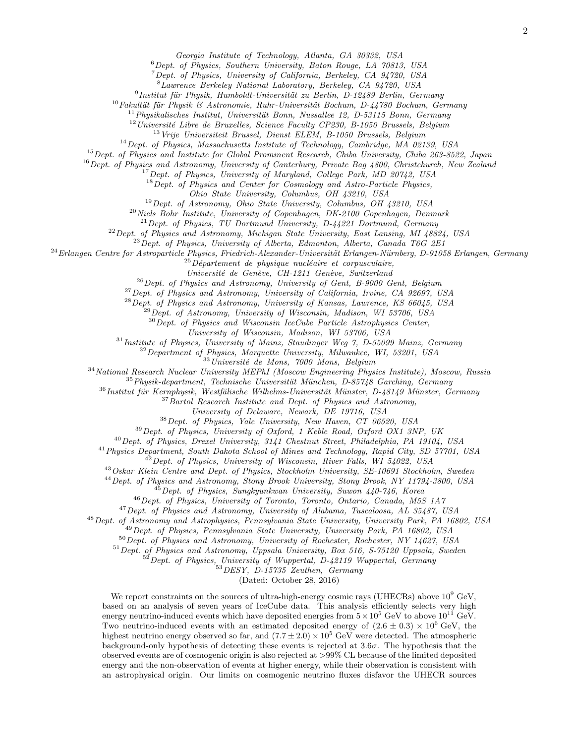Georgia Institute of Technology, Atlanta, GA 30332, USA

[6] Dept. of Physics, Southern University, Baton Rouge, LA 70813, USA

[7] Dept. of Physics, University of California, Berkeley, CA 94720, USA

[8] Lawrence Berkeley National Laboratory, Berkeley, CA 94720, USA

[9] Institut für Physik, Humboldt-Universität zu Berlin, D-12489 Berlin, Germany

[10] Fakultät für Physik & Astronomie, Ruhr-Universität Bochum, D-44780 Bochum, Germany

[11] Physikalisches Institut, Universität Bonn, Nussallee 12, D-53115 Bonn, Germany

[12] Université Libre de Bruxelles, Science Faculty CP230, B-1050 Brussels, Belgium

[13] Vrije Universiteit Brussel, Dienst ELEM, B-1050 Brussels, Belgium

[14] Dept. of Physics, Massachusetts Institute of Technology, Cambridge, MA 02139, USA

[15] Dept. of Physics and Institute for Global Prominent Research, Chiba University, Chiba 263-8522, Japan

[16] Dept. of Physics and Astronomy, University of Canterbury, Private Bag 4800, Christchurch, New Zealand

[17] Dept. of Physics, University of Maryland, College Park, MD 20742, USA

[18] Dept. of Physics and Center for Cosmology and Astro-Particle Physics, Ohio State University, Columbus, OH 43210, USA

[19] Dept. of Astronomy, Ohio State University, Columbus, OH 43210, USA

[20] Niels Bohr Institute, University of Copenhagen, DK-2100 Copenhagen, Denmark

[21] Dept. of Physics, TU Dortmund University, D-44221 Dortmund, Germany

[22] Dept. of Physics and Astronomy, Michigan State University, East Lansing, MI 48824, USA

[23] Dept. of Physics, University of Alberta, Edmonton, Alberta, Canada T6G 2E1

[24] Erlangen Centre for Astroparticle Physics, Friedrich-Alexander-Universität Erlangen-Nürnberg, D-91058 Erlangen, Germany

[25] Département de physique nucléaire et corpusculaire, Université de Genève, CH-1211 Genève, Switzerland

[26] Dept. of Physics and Astronomy, University of Gent, B-9000 Gent, Belgium

[27] Dept. of Physics and Astronomy, University of California, Irvine, CA 92697, USA

[28] Dept. of Physics and Astronomy, University of Kansas, Lawrence, KS 66045, USA

[29] Dept. of Astronomy, University of Wisconsin, Madison, WI 53706, USA

[30] Dept. of Physics and Wisconsin IceCube Particle Astrophysics Center, University of Wisconsin, Madison, WI 53706, USA

[31] Institute of Physics, University of Mainz, Staudinger Weg 7, D-55099 Mainz, Germany

[32] Department of Physics, Marquette University, Milwaukee, WI, 53201, USA

[33] Université de Mons, 7000 Mons, Belgium

[34] National Research Nuclear University MEPhI (Moscow Engineering Physics Institute), Moscow, Russia

[35] Physik-department, Technische Universität München, D-85748 Garching, Germany

[36] Institut für Kernphysik, Westfälische Wilhelms-Universität Münster, D-48149 Münster, Germany

[37] Bartol Research Institute and Dept. of Physics and Astronomy, University of Delaware, Newark, DE 19716, USA

[38] Dept. of Physics, Yale University, New Haven, CT 06520, USA

[39] Dept. of Physics, University of Oxford, 1 Keble Road, Oxford OX1 3NP, UK

[40] Dept. of Physics, Drexel University, 3141 Chestnut Street, Philadelphia, PA 19104, USA

[41] Physics Department, South Dakota School of Mines and Technology, Rapid City, SD 57701, USA

[42] Dept. of Physics, University of Wisconsin, River Falls, WI 54022, USA

[43] Oskar Klein Centre and Dept. of Physics, Stockholm University, SE-10691 Stockholm, Sweden

[44] Dept. of Physics and Astronomy, Stony Brook University, Stony Brook, NY 11794-3800, USA

[45] Dept. of Physics, Sungkyunkwan University, Suwon 440-746, Korea

[46] Dept. of Physics, University of Toronto, Toronto, Ontario, Canada, M5S 1A7

[47] Dept. of Physics and Astronomy, University of Alabama, Tuscaloosa, AL 35487, USA

[48] Dept. of Astronomy and Astrophysics, Pennsylvania State University, University Park, PA 16802, USA

[49] Dept. of Physics, Pennsylvania State University, University Park, PA 16802, USA

[50] Dept. of Physics and Astronomy, University of Rochester, Rochester, NY 14627, USA

[51] Dept. of Physics and Astronomy, Uppsala University, Box 516, S-75120 Uppsala, Sweden

[52] Dept. of Physics, University of Wuppertal, D-42119 Wuppertal, Germany

[53] DESY, D-15735 Zeuthen, Germany

(Dated: October 28, 2016)

We report constraints on the sources of ultra-high-energy cosmic rays (UHECRs) above $10^9$ GeV, based on an analysis of seven years of IceCube data. This analysis efficiently selects very high energy neutrino-induced events which have deposited energies from $5 \times 10^5$ GeV to above $10^{11}$ GeV. Two neutrino-induced events with an estimated deposited energy of $(2.6 \pm 0.3) \times 10^6$ GeV, the highest neutrino energy observed so far, and $(7.7 \pm 2.0) \times 10^5$ GeV were detected. The atmospheric background-only hypothesis of detecting these events is rejected at $3.6\sigma$. The hypothesis that the observed events are of cosmogenic origin is also rejected at >99% CL because of the limited deposited energy and the non-observation of events at higher energy, while their observation is consistent with an astrophysical origin. Our limits on cosmogenic neutrino fluxes disfavor the UHECR sources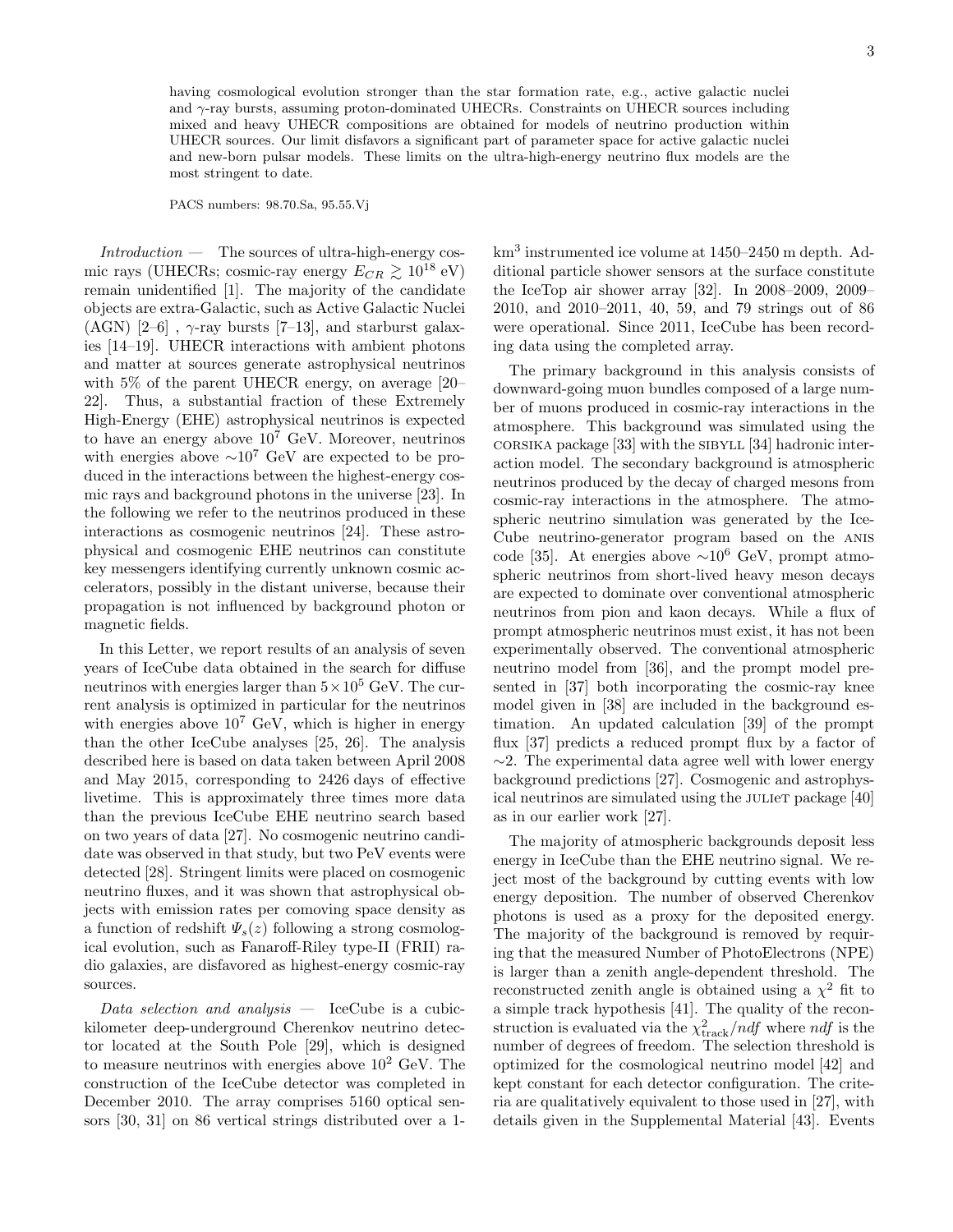having cosmological evolution stronger than the star formation rate, e.g., active galactic nuclei and $\gamma$-ray bursts, assuming proton-dominated UHECRs. Constraints on UHECR sources including mixed and heavy UHECR compositions are obtained for models of neutrino production within UHECR sources. Our limit disfavors a significant part of parameter space for active galactic nuclei and new-born pulsar models. These limits on the ultra-high-energy neutrino flux models are the most stringent to date.

PACS numbers: 98.70.Sa, 95.55.Vj

*Introduction* — The sources of ultra-high-energy cosmic rays (UHECRs; cosmic-ray energy $E_{CR} \gtrsim 10^{18}$ eV) remain unidentified [1]. The majority of the candidate objects are extra-Galactic, such as Active Galactic Nuclei (AGN) [2–6] , $\gamma$-ray bursts [7–13], and starburst galaxies [14–19]. UHECR interactions with ambient photons and matter at sources generate astrophysical neutrinos with 5% of the parent UHECR energy, on average [20–22]. Thus, a substantial fraction of these Extremely High-Energy (EHE) astrophysical neutrinos is expected to have an energy above $10^7$ GeV. Moreover, neutrinos with energies above $\sim 10^7$ GeV are expected to be produced in the interactions between the highest-energy cosmic rays and background photons in the universe [23]. In the following we refer to the neutrinos produced in these interactions as cosmogenic neutrinos [24]. These astrophysical and cosmogenic EHE neutrinos can constitute key messengers identifying currently unknown cosmic accelerators, possibly in the distant universe, because their propagation is not influenced by background photon or magnetic fields.

In this Letter, we report results of an analysis of seven years of IceCube data obtained in the search for diffuse neutrinos with energies larger than $5\times10^5$ GeV. The current analysis is optimized in particular for the neutrinos with energies above $10^7$ GeV, which is higher in energy than the other IceCube analyses [25, 26]. The analysis described here is based on data taken between April 2008 and May 2015, corresponding to 2426 days of effective livetime. This is approximately three times more data than the previous IceCube EHE neutrino search based on two years of data [27]. No cosmogenic neutrino candidate was observed in that study, but two PeV events were detected [28]. Stringent limits were placed on cosmogenic neutrino fluxes, and it was shown that astrophysical objects with emission rates per comoving space density as a function of redshift $\Psi_s(z)$ following a strong cosmological evolution, such as Fanaroff-Riley type-II (FRII) radio galaxies, are disfavored as highest-energy cosmic-ray sources.

*Data selection and analysis* — IceCube is a cubic-kilometer deep-underground Cherenkov neutrino detector located at the South Pole [29], which is designed to measure neutrinos with energies above $10^2$ GeV. The construction of the IceCube detector was completed in December 2010. The array comprises 5160 optical sensors [30, 31] on 86 vertical strings distributed over a 1-km$^3$ instrumented ice volume at 1450–2450 m depth. Additional particle shower sensors at the surface constitute the IceTop air shower array [32]. In 2008–2009, 2009–2010, and 2010–2011, 40, 59, and 79 strings out of 86 were operational. Since 2011, IceCube has been recording data using the completed array.

The primary background in this analysis consists of downward-going muon bundles composed of a large number of muons produced in cosmic-ray interactions in the atmosphere. This background was simulated using the CORSIKA package [33] with the SIBYLL [34] hadronic interaction model. The secondary background is atmospheric neutrinos produced by the decay of charged mesons from cosmic-ray interactions in the atmosphere. The atmospheric neutrino simulation was generated by the IceCube neutrino-generator program based on the ANIS code [35]. At energies above $\sim 10^6$ GeV, prompt atmospheric neutrinos from short-lived heavy meson decays are expected to dominate over conventional atmospheric neutrinos from pion and kaon decays. While a flux of prompt atmospheric neutrinos must exist, it has not been experimentally observed. The conventional atmospheric neutrino model from [36], and the prompt model presented in [37] both incorporating the cosmic-ray knee model given in [38] are included in the background estimation. An updated calculation [39] of the prompt flux [37] predicts a reduced prompt flux by a factor of $\sim 2$. The experimental data agree well with lower energy background predictions [27]. Cosmogenic and astrophysical neutrinos are simulated using the JULIeT package [40] as in our earlier work [27].

The majority of atmospheric backgrounds deposit less energy in IceCube than the EHE neutrino signal. We reject most of the background by cutting events with low energy deposition. The number of observed Cherenkov photons is used as a proxy for the deposited energy. The majority of the background is removed by requiring that the measured Number of PhotoElectrons (NPE) is larger than a zenith angle-dependent threshold. The reconstructed zenith angle is obtained using a $\chi^2$ fit to a simple track hypothesis [41]. The quality of the reconstruction is evaluated via the $\chi^2_{\rm track}/ndf$ where $ndf$ is the number of degrees of freedom. The selection threshold is optimized for the cosmological neutrino model [42] and kept constant for each detector configuration. The criteria are qualitatively equivalent to those used in [27], with details given in the Supplemental Material [43]. Events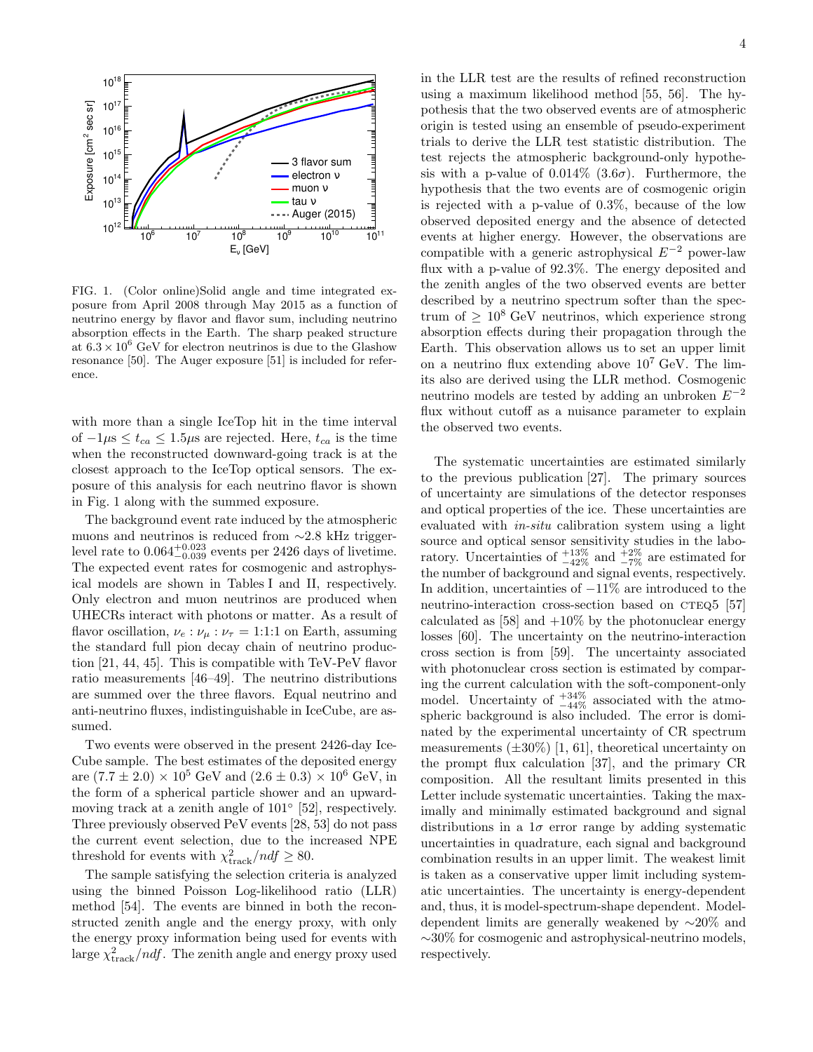FIG. 1. (Color online)Solid angle and time integrated exposure from April 2008 through May 2015 as a function of neutrino energy by flavor and flavor sum, including neutrino absorption effects in the Earth. The sharp peaked structure at $6.3 \times 10^6$ GeV for electron neutrinos is due to the Glashow resonance [50]. The Auger exposure [51] is included for reference.

with more than a single IceTop hit in the time interval of $-1\mu s \leq t_{ca} \leq 1.5\mu s$ are rejected. Here, $t_{ca}$ is the time when the reconstructed downward-going track is at the closest approach to the IceTop optical sensors. The exposure of this analysis for each neutrino flavor is shown in Fig. 1 along with the summed exposure.

The background event rate induced by the atmospheric muons and neutrinos is reduced from $\sim$2.8 kHz trigger-level rate to $0.064^{+0.023}_{-0.039}$ events per 2426 days of livetime. The expected event rates for cosmogenic and astrophysical models are shown in Tables I and II, respectively. Only electron and muon neutrinos are produced when UHECRs interact with photons or matter. As a result of flavor oscillation, $\nu_e : \nu_\mu : \nu_\tau$ = 1:1:1 on Earth, assuming the standard full pion decay chain of neutrino production [21, 44, 45]. This is compatible with TeV-PeV flavor ratio measurements [46–49]. The neutrino distributions are summed over the three flavors. Equal neutrino and anti-neutrino fluxes, indistinguishable in IceCube, are assumed.

Two events were observed in the present 2426-day IceCube sample. The best estimates of the deposited energy are $(7.7 \pm 2.0) \times 10^5$ GeV and $(2.6 \pm 0.3) \times 10^6$ GeV, in the form of a spherical particle shower and an upward-moving track at a zenith angle of 101° [52], respectively. Three previously observed PeV events [28, 53] do not pass the current event selection, due to the increased NPE threshold for events with $\chi^2_{\rm track}/ndf \geq 80$.

The sample satisfying the selection criteria is analyzed using the binned Poisson Log-likelihood ratio (LLR) method [54]. The events are binned in both the reconstructed zenith angle and the energy proxy, with only the energy proxy information being used for events with large $\chi^2_{\rm track}/ndf$. The zenith angle and energy proxy used in the LLR test are the results of refined reconstruction using a maximum likelihood method [55, 56]. The hypothesis that the two observed events are of atmospheric origin is tested using an ensemble of pseudo-experiment trials to derive the LLR test statistic distribution. The test rejects the atmospheric background-only hypothesis with a p-value of 0.014% (3.6$\sigma$). Furthermore, the hypothesis that the two events are of cosmogenic origin is rejected with a p-value of 0.3%, because of the low observed deposited energy and the absence of detected events at higher energy. However, the observations are compatible with a generic astrophysical $E^{-2}$ power-law flux with a p-value of 92.3%. The energy deposited and the zenith angles of the two observed events are better described by a neutrino spectrum softer than the spectrum of $\geq 10^8$ GeV neutrinos, which experience strong absorption effects during their propagation through the Earth. This observation allows us to set an upper limit on a neutrino flux extending above $10^7$ GeV. The limits also are derived using the LLR method. Cosmogenic neutrino models are tested by adding an unbroken $E^{-2}$ flux without cutoff as a nuisance parameter to explain the observed two events.

The systematic uncertainties are estimated similarly to the previous publication [27]. The primary sources of uncertainty are simulations of the detector responses and optical properties of the ice. These uncertainties are evaluated with *in-situ* calibration system using a light source and optical sensor sensitivity studies in the laboratory. Uncertainties of $^{+13\%}_{-42\%}$ and $^{+2\%}_{-7\%}$ are estimated for the number of background and signal events, respectively. In addition, uncertainties of $-11\%$ are introduced to the neutrino-interaction cross-section based on CTEQ5 [57] calculated as [58] and $+10\%$ by the photonuclear energy losses [60]. The uncertainty on the neutrino-interaction cross section is from [59]. The uncertainty associated with photonuclear cross section is estimated by comparing the current calculation with the soft-component-only model. Uncertainty of $^{+34\%}_{-44\%}$ associated with the atmospheric background is also included. The error is dominated by the experimental uncertainty of CR spectrum measurements ($\pm$30%) [1, 61], theoretical uncertainty on the prompt flux calculation [37], and the primary CR composition. All the resultant limits presented in this Letter include systematic uncertainties. Taking the maximally and minimally estimated background and signal distributions in a 1$\sigma$ error range by adding systematic uncertainties in quadrature, each signal and background combination results in an upper limit. The weakest limit is taken as a conservative upper limit including systematic uncertainties. The uncertainty is energy-dependent and, thus, it is model-spectrum-shape dependent. Model-dependent limits are generally weakened by $\sim$20% and $\sim$30% for cosmogenic and astrophysical-neutrino models, respectively.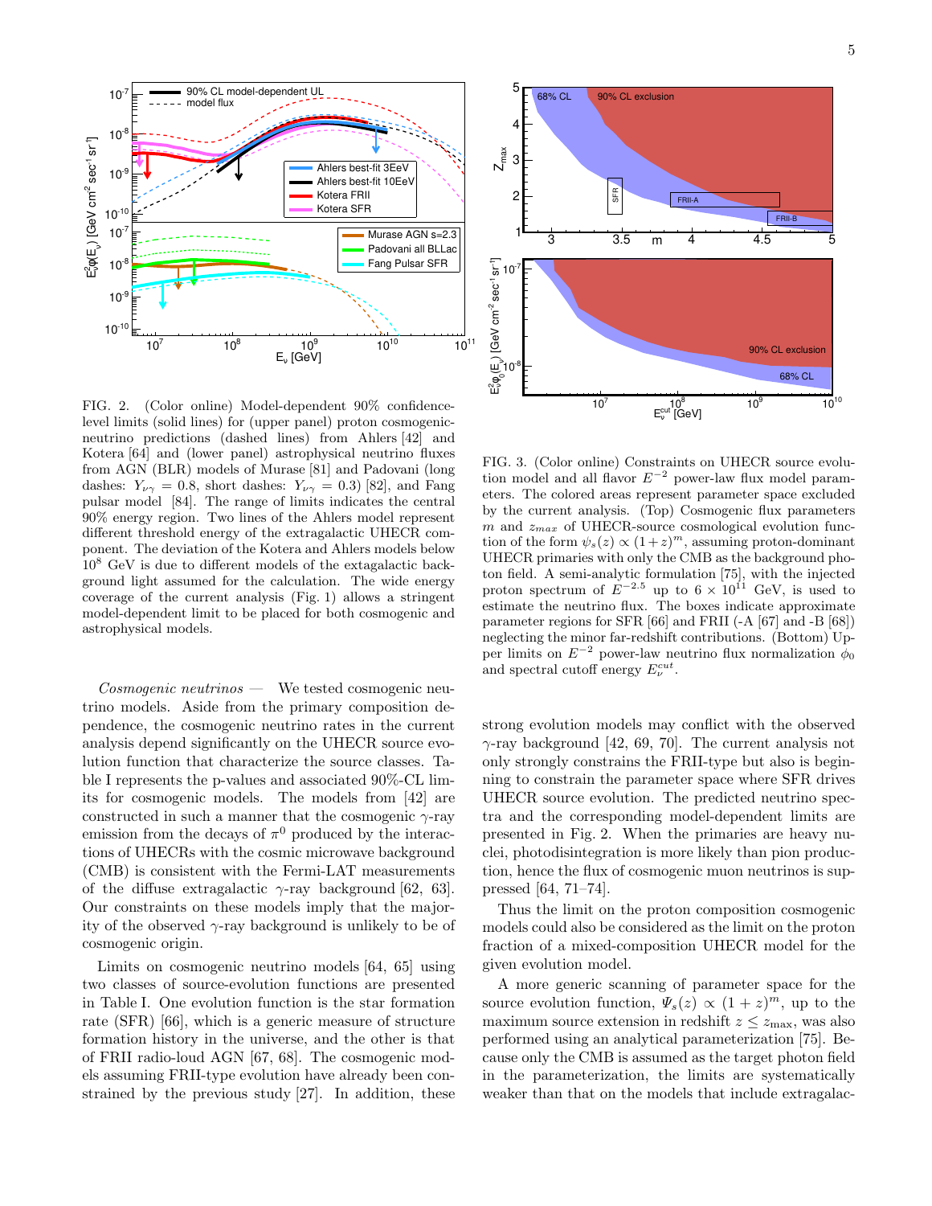90% CL model-dependent UL
model flux
Ahlers best-fit 3EeV
Ahlers best-fit 10EeV
Kotera FRII
Kotera SFR
Murase AGN s=2.3
Padovani all BLLac
Fang Pulsar SFR
$E_\nu^2\phi(E_\nu)$ [GeV cm$^{-2}$ sec$^{-1}$ sr$^{-1}$]
$E_\nu$ [GeV]

FIG. 2. (Color online) Model-dependent 90% confidence-level limits (solid lines) for (upper panel) proton cosmogenic-neutrino predictions (dashed lines) from Ahlers [42] and Kotera [64] and (lower panel) astrophysical neutrino fluxes from AGN (BLR) models of Murase [81] and Padovani (long dashes: $Y_{\nu\gamma} = 0.8$, short dashes: $Y_{\nu\gamma} = 0.3$) [82], and Fang pulsar model [84]. The range of limits indicates the central 90% energy region. Two lines of the Ahlers model represent different threshold energy of the extragalactic UHECR component. The deviation of the Kotera and Ahlers models below $10^8$ GeV is due to different models of the extagalactic background light assumed for the calculation. The wide energy coverage of the current analysis (Fig. 1) allows a stringent model-dependent limit to be placed for both cosmogenic and astrophysical models.

68% CL
90% CL exclusion
SFR
FRII-A
FRII-B
$Z_{max}$
m
$E_\nu^2\phi_0(E_\nu)$ [GeV cm$^{-2}$ sec$^{-1}$ sr$^{-1}$]
$E_\nu^{cut}$ [GeV]

FIG. 3. (Color online) Constraints on UHECR source evolution model and all flavor $E^{-2}$ power-law flux model parameters. The colored areas represent parameter space excluded by the current analysis. (Top) Cosmogenic flux parameters $m$ and $z_{max}$ of UHECR-source cosmological evolution function of the form $\psi_s(z) \propto (1+z)^m$, assuming proton-dominant UHECR primaries with only the CMB as the background photon field. A semi-analytic formulation [75], with the injected proton spectrum of $E^{-2.5}$ up to $6 \times 10^{11}$ GeV, is used to estimate the neutrino flux. The boxes indicate approximate parameter regions for SFR [66] and FRII (-A [67] and -B [68]) neglecting the minor far-redshift contributions. (Bottom) Upper limits on $E^{-2}$ power-law neutrino flux normalization $\phi_0$ and spectral cutoff energy $E_\nu^{cut}$.

*Cosmogenic neutrinos* — We tested cosmogenic neutrino models. Aside from the primary composition dependence, the cosmogenic neutrino rates in the current analysis depend significantly on the UHECR source evolution function that characterize the source classes. Table I represents the p-values and associated 90%-CL limits for cosmogenic models. The models from [42] are constructed in such a manner that the cosmogenic $\gamma$-ray emission from the decays of $\pi^0$ produced by the interactions of UHECRs with the cosmic microwave background (CMB) is consistent with the Fermi-LAT measurements of the diffuse extragalactic $\gamma$-ray background [62, 63]. Our constraints on these models imply that the majority of the observed $\gamma$-ray background is unlikely to be of cosmogenic origin.

Limits on cosmogenic neutrino models [64, 65] using two classes of source-evolution functions are presented in Table I. One evolution function is the star formation rate (SFR) [66], which is a generic measure of structure formation history in the universe, and the other is that of FRII radio-loud AGN [67, 68]. The cosmogenic models assuming FRII-type evolution have already been constrained by the previous study [27]. In addition, these strong evolution models may conflict with the observed $\gamma$-ray background [42, 69, 70]. The current analysis not only strongly constrains the FRII-type but also is beginning to constrain the parameter space where SFR drives UHECR source evolution. The predicted neutrino spectra and the corresponding model-dependent limits are presented in Fig. 2. When the primaries are heavy nuclei, photodisintegration is more likely than pion production, hence the flux of cosmogenic muon neutrinos is suppressed [64, 71–74].

Thus the limit on the proton composition cosmogenic models could also be considered as the limit on the proton fraction of a mixed-composition UHECR model for the given evolution model.

A more generic scanning of parameter space for the source evolution function, $\Psi_s(z) \propto (1+z)^m$, up to the maximum source extension in redshift $z \leq z_{\max}$, was also performed using an analytical parameterization [75]. Because only the CMB is assumed as the target photon field in the parameterization, the limits are systematically weaker than that on the models that include extragalac-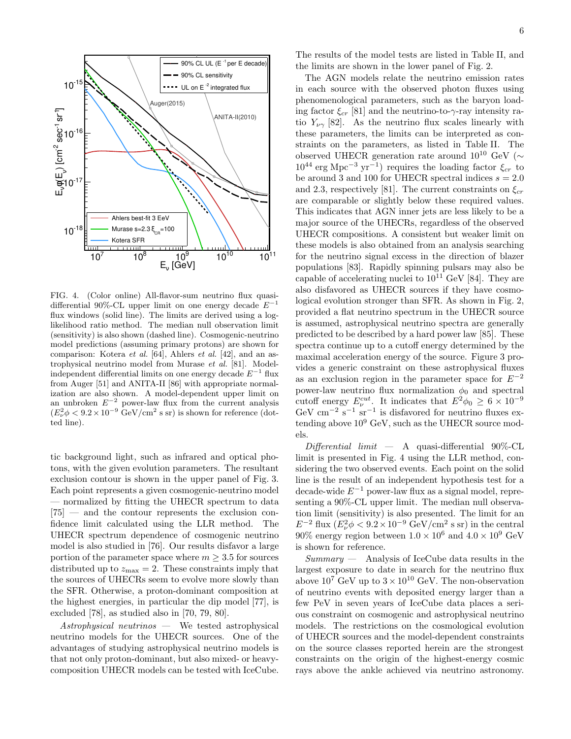FIG. 4. (Color online) All-flavor-sum neutrino flux quasi-differential 90%-CL upper limit on one energy decade $E^{-1}$ flux windows (solid line). The limits are derived using a log-likelihood ratio method. The median null observation limit (sensitivity) is also shown (dashed line). Cosmogenic-neutrino model predictions (assuming primary protons) are shown for comparison: Kotera *et al.* [64], Ahlers *et al.* [42], and an astrophysical neutrino model from Murase *et al.* [81]. Model-independent differential limits on one energy decade $E^{-1}$ flux from Auger [51] and ANITA-II [86] with appropriate normalization are also shown. A model-dependent upper limit on an unbroken $E^{-2}$ power-law flux from the current analysis ($E_\nu^2 \phi < 9.2 \times 10^{-9}$ GeV/cm$^2$ s sr) is shown for reference (dotted line).

tic background light, such as infrared and optical photons, with the given evolution parameters. The resultant exclusion contour is shown in the upper panel of Fig. 3. Each point represents a given cosmogenic-neutrino model — normalized by fitting the UHECR spectrum to data [75] — and the contour represents the exclusion confidence limit calculated using the LLR method. The UHECR spectrum dependence of cosmogenic neutrino model is also studied in [76]. Our results disfavor a large portion of the parameter space where $m \geq 3.5$ for sources distributed up to $z_{\max} = 2$. These constraints imply that the sources of UHECRs seem to evolve more slowly than the SFR. Otherwise, a proton-dominant composition at the highest energies, in particular the dip model [77], is excluded [78], as studied also in [70, 79, 80].

*Astrophysical neutrinos* — We tested astrophysical neutrino models for the UHECR sources. One of the advantages of studying astrophysical neutrino models is that not only proton-dominant, but also mixed- or heavy-composition UHECR models can be tested with IceCube. The results of the model tests are listed in Table II, and the limits are shown in the lower panel of Fig. 2.

The AGN models relate the neutrino emission rates in each source with the observed photon fluxes using phenomenological parameters, such as the baryon loading factor $\xi_{cr}$ [81] and the neutrino-to-$\gamma$-ray intensity ratio $Y_{\nu\gamma}$ [82]. As the neutrino flux scales linearly with these parameters, the limits can be interpreted as constraints on the parameters, as listed in Table II. The observed UHECR generation rate around $10^{10}$ GeV ($\sim 10^{44}$ erg Mpc$^{-3}$ yr$^{-1}$) requires the loading factor $\xi_{cr}$ to be around 3 and 100 for UHECR spectral indices $s = 2.0$ and 2.3, respectively [81]. The current constraints on $\xi_{cr}$ are comparable or slightly below these required values. This indicates that AGN inner jets are less likely to be a major source of the UHECRs, regardless of the observed UHECR compositions. A consistent but weaker limit on these models is also obtained from an analysis searching for the neutrino signal excess in the direction of blazer populations [83]. Rapidly spinning pulsars may also be capable of accelerating nuclei to $10^{11}$ GeV [84]. They are also disfavored as UHECR sources if they have cosmological evolution stronger than SFR. As shown in Fig. 2, provided a flat neutrino spectrum in the UHECR source is assumed, astrophysical neutrino spectra are generally predicted to be described by a hard power law [85]. These spectra continue up to a cutoff energy determined by the maximal acceleration energy of the source. Figure 3 provides a generic constraint on these astrophysical fluxes as an exclusion region in the parameter space for $E^{-2}$ power-law neutrino flux normalization $\phi_0$ and spectral cutoff energy $E_\nu^{cut}$. It indicates that $E^2\phi_0 \geq 6 \times 10^{-9}$ GeV cm$^{-2}$ s$^{-1}$ sr$^{-1}$ is disfavored for neutrino fluxes extending above $10^9$ GeV, such as the UHECR source models.

*Differential limit* — A quasi-differential 90%-CL limit is presented in Fig. 4 using the LLR method, considering the two observed events. Each point on the solid line is the result of an independent hypothesis test for a decade-wide $E^{-1}$ power-law flux as a signal model, representing a 90%-CL upper limit. The median null observation limit (sensitivity) is also presented. The limit for an $E^{-2}$ flux ($E_\nu^2\phi < 9.2 \times 10^{-9}$ GeV/cm$^2$ s sr) in the central 90% energy region between $1.0 \times 10^6$ and $4.0 \times 10^9$ GeV is shown for reference.

*Summary* — Analysis of IceCube data results in the largest exposure to date in search for the neutrino flux above $10^7$ GeV up to $3 \times 10^{10}$ GeV. The non-observation of neutrino events with deposited energy larger than a few PeV in seven years of IceCube data places a serious constraint on cosmogenic and astrophysical neutrino models. The restrictions on the cosmological evolution of UHECR sources and the model-dependent constraints on the source classes reported herein are the strongest constraints on the origin of the highest-energy cosmic rays above the ankle achieved via neutrino astronomy.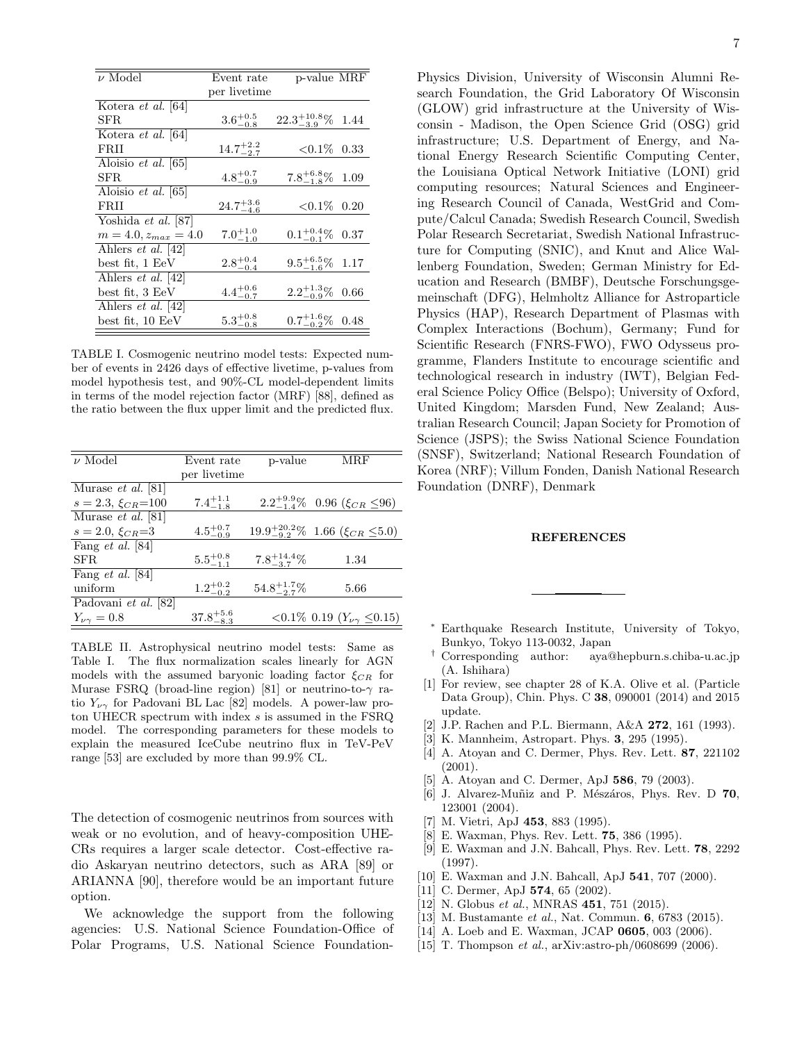| $\nu$ Model | Event rate per livetime | p-value | MRF |
|---|---|---|---|
| Kotera *et al.* [64] SFR | $3.6^{+0.5}_{-0.8}$ | $22.3^{+10.8}_{-3.9}\%$ | 1.44 |
| Kotera *et al.* [64] FRII | $14.7^{+2.2}_{-2.7}$ | $<0.1\%$ | 0.33 |
| Aloisio *et al.* [65] SFR | $4.8^{+0.7}_{-0.9}$ | $7.8^{+6.8}_{-1.8}\%$ | 1.09 |
| Aloisio *et al.* [65] FRII | $24.7^{+3.6}_{-4.6}$ | $<0.1\%$ | 0.20 |
| Yoshida *et al.* [87] $m = 4.0, z_{max} = 4.0$ | $7.0^{+1.0}_{-1.0}$ | $0.1^{+0.4}_{-0.1}\%$ | 0.37 |
| Ahlers *et al.* [42] best fit, 1 EeV | $2.8^{+0.4}_{-0.4}$ | $9.5^{+6.5}_{-1.6}\%$ | 1.17 |
| Ahlers *et al.* [42] best fit, 3 EeV | $4.4^{+0.6}_{-0.7}$ | $2.2^{+1.3}_{-0.9}\%$ | 0.66 |
| Ahlers *et al.* [42] best fit, 10 EeV | $5.3^{+0.8}_{-0.8}$ | $0.7^{+1.6}_{-0.2}\%$ | 0.48 |

TABLE I. Cosmogenic neutrino model tests: Expected number of events in 2426 days of effective livetime, p-values from model hypothesis test, and 90%-CL model-dependent limits in terms of the model rejection factor (MRF) [88], defined as the ratio between the flux upper limit and the predicted flux.

| $\nu$ Model | Event rate per livetime | p-value | MRF |
|---|---|---|---|
| Murase *et al.* [81] $s = 2.3$, $\xi_{CR}$=100 | $7.4^{+1.1}_{-1.8}$ | $2.2^{+9.9}_{-1.4}\%$ | 0.96 ($\xi_{CR} \leq 96$) |
| Murase *et al.* [81] $s = 2.0$, $\xi_{CR}$=3 | $4.5^{+0.7}_{-0.9}$ | $19.9^{+20.2}_{-9.2}\%$ | 1.66 ($\xi_{CR} \leq 5.0$) |
| Fang *et al.* [84] SFR | $5.5^{+0.8}_{-1.1}$ | $7.8^{+14.4}_{-3.7}\%$ | 1.34 |
| Fang *et al.* [84] uniform | $1.2^{+0.2}_{-0.2}$ | $54.8^{+1.7}_{-2.7}\%$ | 5.66 |
| Padovani *et al.* [82] $Y_{\nu\gamma} = 0.8$ | $37.8^{+5.6}_{-8.3}$ | $<0.1\%$ | 0.19 ($Y_{\nu\gamma} \leq 0.15$) |

TABLE II. Astrophysical neutrino model tests: Same as Table I. The flux normalization scales linearly for AGN models with the assumed baryonic loading factor $\xi_{CR}$ for Murase FSRQ (broad-line region) [81] or neutrino-to-$\gamma$ ratio $Y_{\nu\gamma}$ for Padovani BL Lac [82] models. A power-law proton UHECR spectrum with index $s$ is assumed in the FSRQ model. The corresponding parameters for these models to explain the measured IceCube neutrino flux in TeV-PeV range [53] are excluded by more than 99.9% CL.

The detection of cosmogenic neutrinos from sources with weak or no evolution, and of heavy-composition UHECRs requires a larger scale detector. Cost-effective radio Askaryan neutrino detectors, such as ARA [89] or ARIANNA [90], therefore would be an important future option.

We acknowledge the support from the following agencies: U.S. National Science Foundation-Office of Polar Programs, U.S. National Science Foundation-Physics Division, University of Wisconsin Alumni Research Foundation, the Grid Laboratory Of Wisconsin (GLOW) grid infrastructure at the University of Wisconsin - Madison, the Open Science Grid (OSG) grid infrastructure; U.S. Department of Energy, and National Energy Research Scientific Computing Center, the Louisiana Optical Network Initiative (LONI) grid computing resources; Natural Sciences and Engineering Research Council of Canada, WestGrid and Compute/Calcul Canada; Swedish Research Council, Swedish Polar Research Secretariat, Swedish National Infrastructure for Computing (SNIC), and Knut and Alice Wallenberg Foundation, Sweden; German Ministry for Education and Research (BMBF), Deutsche Forschungsgemeinschaft (DFG), Helmholtz Alliance for Astroparticle Physics (HAP), Research Department of Plasmas with Complex Interactions (Bochum), Germany; Fund for Scientific Research (FNRS-FWO), FWO Odysseus programme, Flanders Institute to encourage scientific and technological research in industry (IWT), Belgian Federal Science Policy Office (Belspo); University of Oxford, United Kingdom; Marsden Fund, New Zealand; Australian Research Council; Japan Society for Promotion of Science (JSPS); the Swiss National Science Foundation (SNSF), Switzerland; National Research Foundation of Korea (NRF); Villum Fonden, Danish National Research Foundation (DNRF), Denmark

## REFERENCES

---

[*] Earthquake Research Institute, University of Tokyo, Bunkyo, Tokyo 113-0032, Japan

[†] Corresponding author: aya@hepburn.s.chiba-u.ac.jp (A. Ishihara)

[1] For review, see chapter 28 of K.A. Olive et al. (Particle Data Group), Chin. Phys. C **38**, 090001 (2014) and 2015 update.

[2] J.P. Rachen and P.L. Biermann, A&A **272**, 161 (1993).

[3] K. Mannheim, Astropart. Phys. **3**, 295 (1995).

[4] A. Atoyan and C. Dermer, Phys. Rev. Lett. **87**, 221102 (2001).

[5] A. Atoyan and C. Dermer, ApJ **586**, 79 (2003).

[6] J. Alvarez-Muñiz and P. Mészáros, Phys. Rev. D **70**, 123001 (2004).

[7] M. Vietri, ApJ **453**, 883 (1995).

[8] E. Waxman, Phys. Rev. Lett. **75**, 386 (1995).

[9] E. Waxman and J.N. Bahcall, Phys. Rev. Lett. **78**, 2292 (1997).

[10] E. Waxman and J.N. Bahcall, ApJ **541**, 707 (2000).

[11] C. Dermer, ApJ **574**, 65 (2002).

[12] N. Globus *et al.*, MNRAS **451**, 751 (2015).

[13] M. Bustamante *et al.*, Nat. Commun. **6**, 6783 (2015).

[14] A. Loeb and E. Waxman, JCAP **0605**, 003 (2006).

[15] T. Thompson *et al.*, arXiv:astro-ph/0608699 (2006).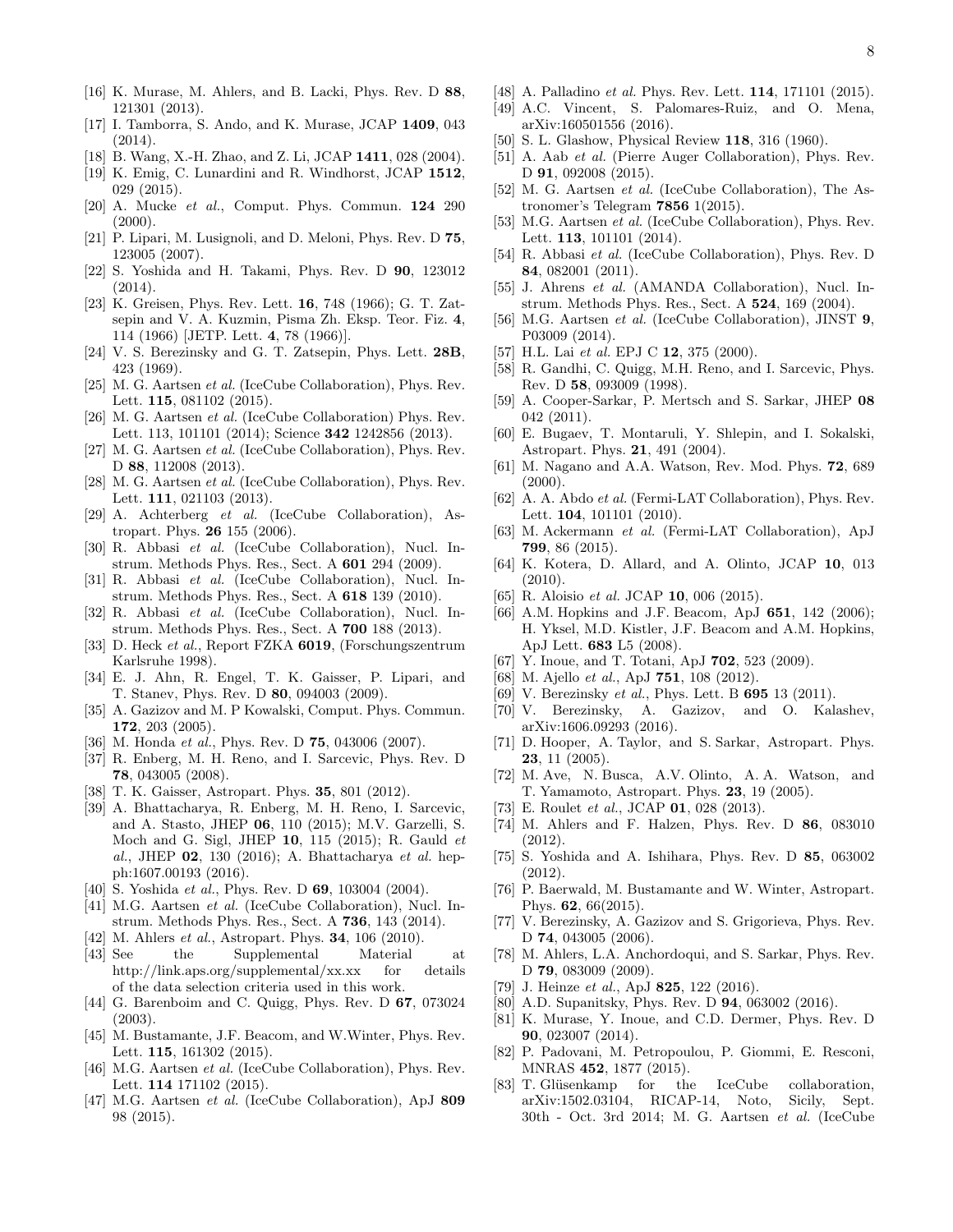[16] K. Murase, M. Ahlers, and B. Lacki, Phys. Rev. D **88**, 121301 (2013).

[17] I. Tamborra, S. Ando, and K. Murase, JCAP **1409**, 043 (2014).

[18] B. Wang, X.-H. Zhao, and Z. Li, JCAP **1411**, 028 (2004).

[19] K. Emig, C. Lunardini and R. Windhorst, JCAP **1512**, 029 (2015).

[20] A. Mucke *et al.*, Comput. Phys. Commun. **124** 290 (2000).

[21] P. Lipari, M. Lusignoli, and D. Meloni, Phys. Rev. D **75**, 123005 (2007).

[22] S. Yoshida and H. Takami, Phys. Rev. D **90**, 123012 (2014).

[23] K. Greisen, Phys. Rev. Lett. **16**, 748 (1966); G. T. Zatsepin and V. A. Kuzmin, Pisma Zh. Eksp. Teor. Fiz. **4**, 114 (1966) [JETP. Lett. **4**, 78 (1966)].

[24] V. S. Berezinsky and G. T. Zatsepin, Phys. Lett. **28B**, 423 (1969).

[25] M. G. Aartsen *et al.* (IceCube Collaboration), Phys. Rev. Lett. **115**, 081102 (2015).

[26] M. G. Aartsen *et al.* (IceCube Collaboration) Phys. Rev. Lett. 113, 101101 (2014); Science **342** 1242856 (2013).

[27] M. G. Aartsen *et al.* (IceCube Collaboration), Phys. Rev. D **88**, 112008 (2013).

[28] M. G. Aartsen *et al.* (IceCube Collaboration), Phys. Rev. Lett. **111**, 021103 (2013).

[29] A. Achterberg *et al.* (IceCube Collaboration), Astropart. Phys. **26** 155 (2006).

[30] R. Abbasi *et al.* (IceCube Collaboration), Nucl. Instrum. Methods Phys. Res., Sect. A **601** 294 (2009).

[31] R. Abbasi *et al.* (IceCube Collaboration), Nucl. Instrum. Methods Phys. Res., Sect. A **618** 139 (2010).

[32] R. Abbasi *et al.* (IceCube Collaboration), Nucl. Instrum. Methods Phys. Res., Sect. A **700** 188 (2013).

[33] D. Heck *et al.*, Report FZKA **6019**, (Forschungszentrum Karlsruhe 1998).

[34] E. J. Ahn, R. Engel, T. K. Gaisser, P. Lipari, and T. Stanev, Phys. Rev. D **80**, 094003 (2009).

[35] A. Gazizov and M. P Kowalski, Comput. Phys. Commun. **172**, 203 (2005).

[36] M. Honda *et al.*, Phys. Rev. D **75**, 043006 (2007).

[37] R. Enberg, M. H. Reno, and I. Sarcevic, Phys. Rev. D **78**, 043005 (2008).

[38] T. K. Gaisser, Astropart. Phys. **35**, 801 (2012).

[39] A. Bhattacharya, R. Enberg, M. H. Reno, I. Sarcevic, and A. Stasto, JHEP **06**, 110 (2015); M.V. Garzelli, S. Moch and G. Sigl, JHEP **10**, 115 (2015); R. Gauld *et al.*, JHEP **02**, 130 (2016); A. Bhattacharya *et al.* hep-ph:1607.00193 (2016).

[40] S. Yoshida *et al.*, Phys. Rev. D **69**, 103004 (2004).

[41] M.G. Aartsen *et al.* (IceCube Collaboration), Nucl. Instrum. Methods Phys. Res., Sect. A **736**, 143 (2014).

[42] M. Ahlers *et al.*, Astropart. Phys. **34**, 106 (2010).

[43] See the Supplemental Material at http://link.aps.org/supplemental/xx.xx for details of the data selection criteria used in this work.

[44] G. Barenboim and C. Quigg, Phys. Rev. D **67**, 073024 (2003).

[45] M. Bustamante, J.F. Beacom, and W.Winter, Phys. Rev. Lett. **115**, 161302 (2015).

[46] M.G. Aartsen *et al.* (IceCube Collaboration), Phys. Rev. Lett. **114** 171102 (2015).

[47] M.G. Aartsen *et al.* (IceCube Collaboration), ApJ **809** 98 (2015).

[48] A. Palladino *et al.* Phys. Rev. Lett. **114**, 171101 (2015).

[49] A.C. Vincent, S. Palomares-Ruiz, and O. Mena, arXiv:160501556 (2016).

[50] S. L. Glashow, Physical Review **118**, 316 (1960).

[51] A. Aab *et al.* (Pierre Auger Collaboration), Phys. Rev. D **91**, 092008 (2015).

[52] M. G. Aartsen *et al.* (IceCube Collaboration), The Astronomer's Telegram **7856** 1(2015).

[53] M.G. Aartsen *et al.* (IceCube Collaboration), Phys. Rev. Lett. **113**, 101101 (2014).

[54] R. Abbasi *et al.* (IceCube Collaboration), Phys. Rev. D **84**, 082001 (2011).

[55] J. Ahrens *et al.* (AMANDA Collaboration), Nucl. Instrum. Methods Phys. Res., Sect. A **524**, 169 (2004).

[56] M.G. Aartsen *et al.* (IceCube Collaboration), JINST **9**, P03009 (2014).

[57] H.L. Lai *et al.* EPJ C **12**, 375 (2000).

[58] R. Gandhi, C. Quigg, M.H. Reno, and I. Sarcevic, Phys. Rev. D **58**, 093009 (1998).

[59] A. Cooper-Sarkar, P. Mertsch and S. Sarkar, JHEP **08** 042 (2011).

[60] E. Bugaev, T. Montaruli, Y. Shlepin, and I. Sokalski, Astropart. Phys. **21**, 491 (2004).

[61] M. Nagano and A.A. Watson, Rev. Mod. Phys. **72**, 689 (2000).

[62] A. A. Abdo *et al.* (Fermi-LAT Collaboration), Phys. Rev. Lett. **104**, 101101 (2010).

[63] M. Ackermann *et al.* (Fermi-LAT Collaboration), ApJ **799**, 86 (2015).

[64] K. Kotera, D. Allard, and A. Olinto, JCAP **10**, 013 (2010).

[65] R. Aloisio *et al.* JCAP **10**, 006 (2015).

[66] A.M. Hopkins and J.F. Beacom, ApJ **651**, 142 (2006); H. Yksel, M.D. Kistler, J.F. Beacom and A.M. Hopkins, ApJ Lett. **683** L5 (2008).

[67] Y. Inoue, and T. Totani, ApJ **702**, 523 (2009).

[68] M. Ajello *et al.*, ApJ **751**, 108 (2012).

[69] V. Berezinsky *et al.*, Phys. Lett. B **695** 13 (2011).

[70] V. Berezinsky, A. Gazizov, and O. Kalashev, arXiv:1606.09293 (2016).

[71] D. Hooper, A. Taylor, and S. Sarkar, Astropart. Phys. **23**, 11 (2005).

[72] M. Ave, N. Busca, A.V. Olinto, A. A. Watson, and T. Yamamoto, Astropart. Phys. **23**, 19 (2005).

[73] E. Roulet *et al.*, JCAP **01**, 028 (2013).

[74] M. Ahlers and F. Halzen, Phys. Rev. D **86**, 083010 (2012).

[75] S. Yoshida and A. Ishihara, Phys. Rev. D **85**, 063002 (2012).

[76] P. Baerwald, M. Bustamante and W. Winter, Astropart. Phys. **62**, 66(2015).

[77] V. Berezinsky, A. Gazizov and S. Grigorieva, Phys. Rev. D **74**, 043005 (2006).

[78] M. Ahlers, L.A. Anchordoqui, and S. Sarkar, Phys. Rev. D **79**, 083009 (2009).

[79] J. Heinze *et al.*, ApJ **825**, 122 (2016).

[80] A.D. Supanitsky, Phys. Rev. D **94**, 063002 (2016).

[81] K. Murase, Y. Inoue, and C.D. Dermer, Phys. Rev. D **90**, 023007 (2014).

[82] P. Padovani, M. Petropoulou, P. Giommi, E. Resconi, MNRAS **452**, 1877 (2015).

[83] T. Glüsenkamp for the IceCube collaboration, arXiv:1502.03104, RICAP-14, Noto, Sicily, Sept. 30th - Oct. 3rd 2014; M. G. Aartsen *et al.* (IceCube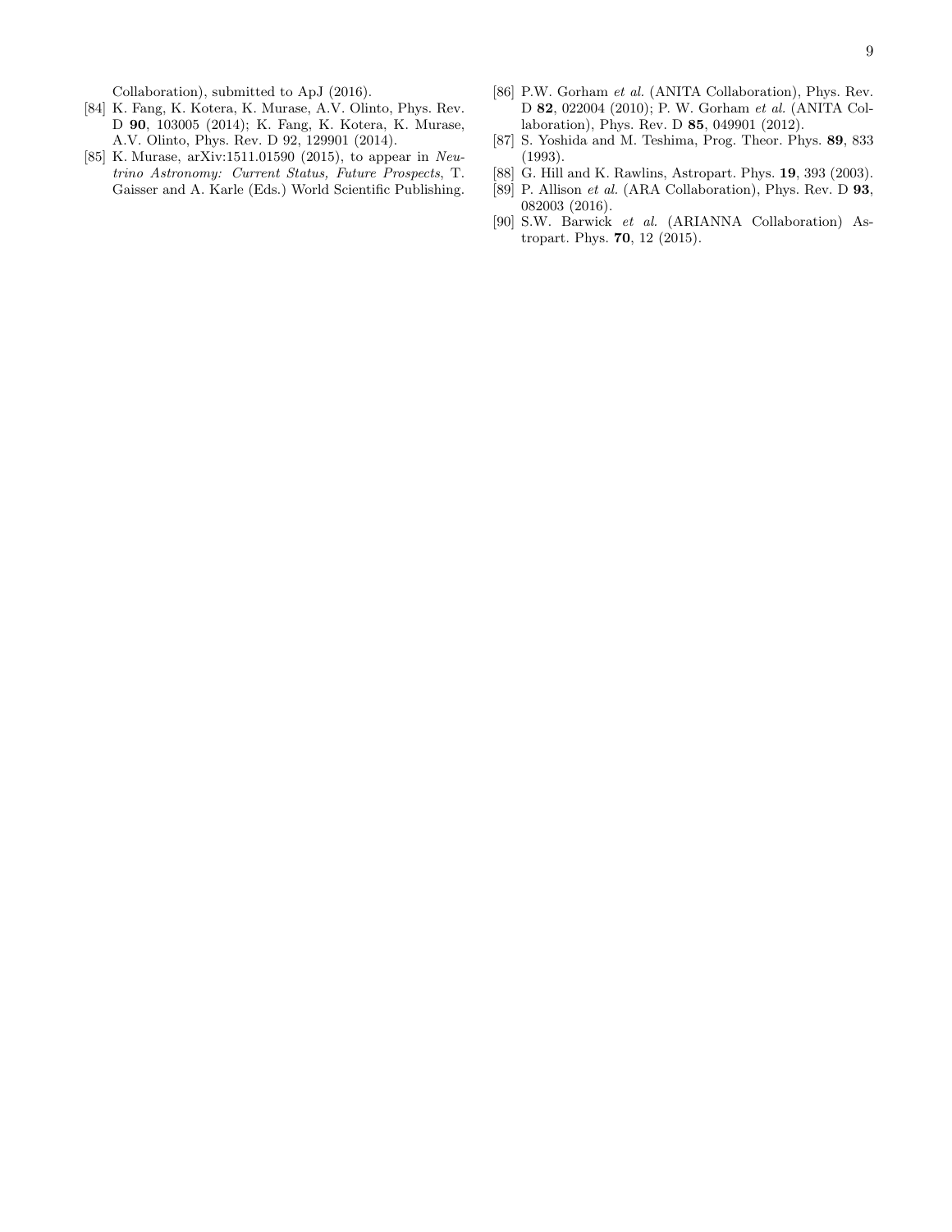Collaboration), submitted to ApJ (2016).

[84] K. Fang, K. Kotera, K. Murase, A.V. Olinto, Phys. Rev. D **90**, 103005 (2014); K. Fang, K. Kotera, K. Murase, A.V. Olinto, Phys. Rev. D 92, 129901 (2014).

[85] K. Murase, arXiv:1511.01590 (2015), to appear in *Neutrino Astronomy: Current Status, Future Prospects*, T. Gaisser and A. Karle (Eds.) World Scientific Publishing.

[86] P.W. Gorham *et al.* (ANITA Collaboration), Phys. Rev. D **82**, 022004 (2010); P. W. Gorham *et al.* (ANITA Collaboration), Phys. Rev. D **85**, 049901 (2012).

[87] S. Yoshida and M. Teshima, Prog. Theor. Phys. **89**, 833 (1993).

[88] G. Hill and K. Rawlins, Astropart. Phys. **19**, 393 (2003).

[89] P. Allison *et al.* (ARA Collaboration), Phys. Rev. D **93**, 082003 (2016).

[90] S.W. Barwick *et al.* (ARIANNA Collaboration) Astropart. Phys. **70**, 12 (2015).